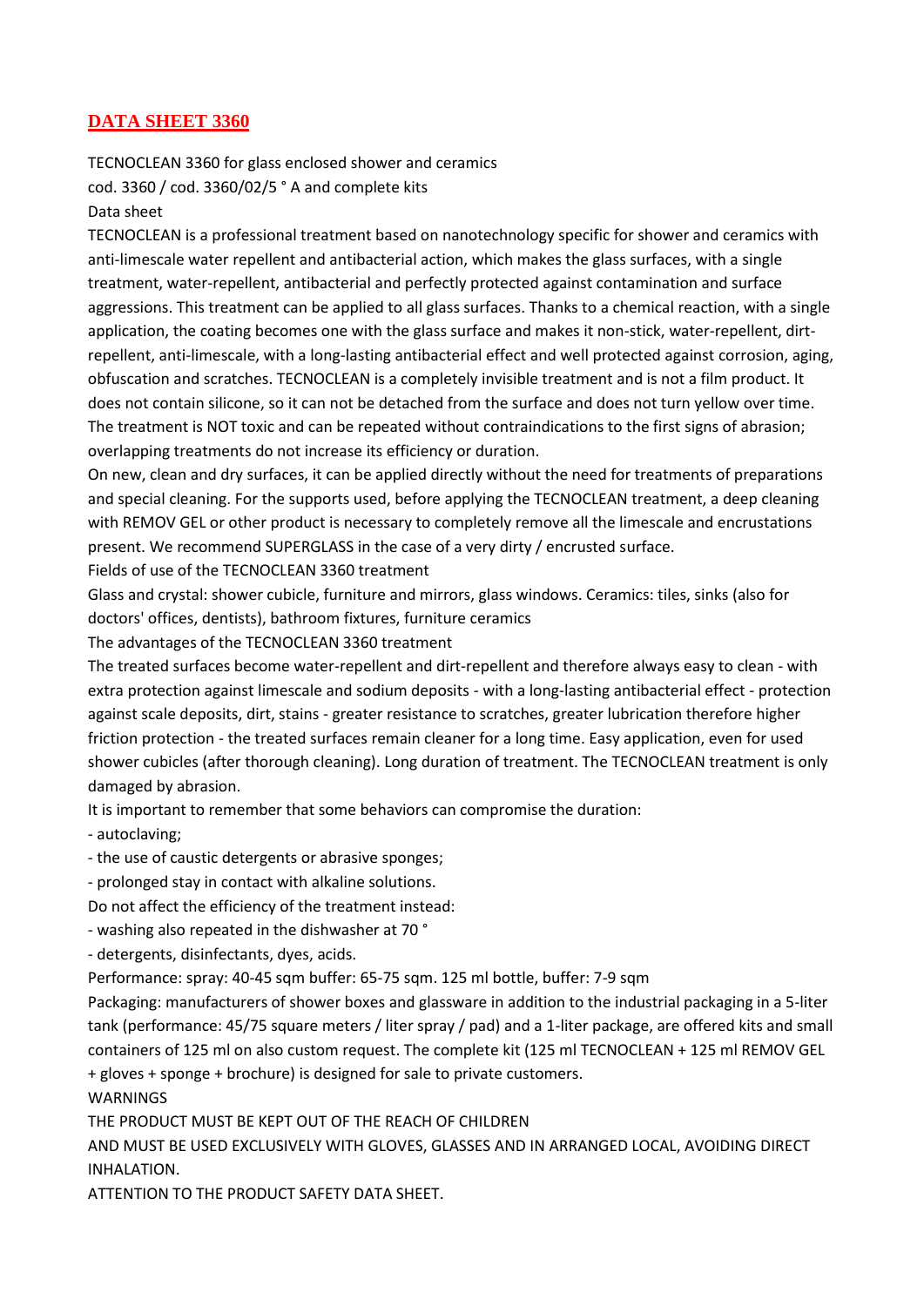# DATA SHEET 3360

TECNOCLEAN 3360 for glass enclosed shower and ceramics

cod. 3360 / cod. 3360/02/5 ° A and complete kits

Data sheet

TECNOCLEAN is a professional treatment based on nanotechnology specific for shower and ceramics with anti-limescale water repellent and antibacterial action, which makes the glass surfaces, with a single treatment, water-repellent, antibacterial and perfectly protected against contamination and surface aggressions. This treatment can be applied to all glass surfaces. Thanks to a chemical reaction, with a single application, the coating becomes one with the glass surface and makes it non-stick, water-repellent, dirt-repellent, anti-limescale, with a long-lasting antibacterial effect and well protected against corrosion, aging, obfuscation and scratches. TECNOCLEAN is a completely invisible treatment and is not a film product. It does not contain silicone, so it can not be detached from the surface and does not turn yellow over time. The treatment is NOT toxic and can be repeated without contraindications to the first signs of abrasion; overlapping treatments do not increase its efficiency or duration.

On new, clean and dry surfaces, it can be applied directly without the need for treatments of preparations and special cleaning. For the supports used, before applying the TECNOCLEAN treatment, a deep cleaning with REMOV GEL or other product is necessary to completely remove all the limescale and encrustations present. We recommend SUPERGLASS in the case of a very dirty / encrusted surface.

Fields of use of the TECNOCLEAN 3360 treatment

Glass and crystal: shower cubicle, furniture and mirrors, glass windows. Ceramics: tiles, sinks (also for doctors' offices, dentists), bathroom fixtures, furniture ceramics

The advantages of the TECNOCLEAN 3360 treatment

The treated surfaces become water-repellent and dirt-repellent and therefore always easy to clean - with extra protection against limescale and sodium deposits - with a long-lasting antibacterial effect - protection against scale deposits, dirt, stains - greater resistance to scratches, greater lubrication therefore higher friction protection - the treated surfaces remain cleaner for a long time. Easy application, even for used shower cubicles (after thorough cleaning). Long duration of treatment. The TECNOCLEAN treatment is only damaged by abrasion.

It is important to remember that some behaviors can compromise the duration:

- autoclaving;
- the use of caustic detergents or abrasive sponges;
- prolonged stay in contact with alkaline solutions.

Do not affect the efficiency of the treatment instead:

- washing also repeated in the dishwasher at 70 °
- detergents, disinfectants, dyes, acids.

Performance: spray: 40-45 sqm buffer: 65-75 sqm. 125 ml bottle, buffer: 7-9 sqm

Packaging: manufacturers of shower boxes and glassware in addition to the industrial packaging in a 5-liter tank (performance: 45/75 square meters / liter spray / pad) and a 1-liter package, are offered kits and small containers of 125 ml on also custom request. The complete kit (125 ml TECNOCLEAN + 125 ml REMOV GEL + gloves + sponge + brochure) is designed for sale to private customers.

WARNINGS

THE PRODUCT MUST BE KEPT OUT OF THE REACH OF CHILDREN

AND MUST BE USED EXCLUSIVELY WITH GLOVES, GLASSES AND IN ARRANGED LOCAL, AVOIDING DIRECT INHALATION.

ATTENTION TO THE PRODUCT SAFETY DATA SHEET.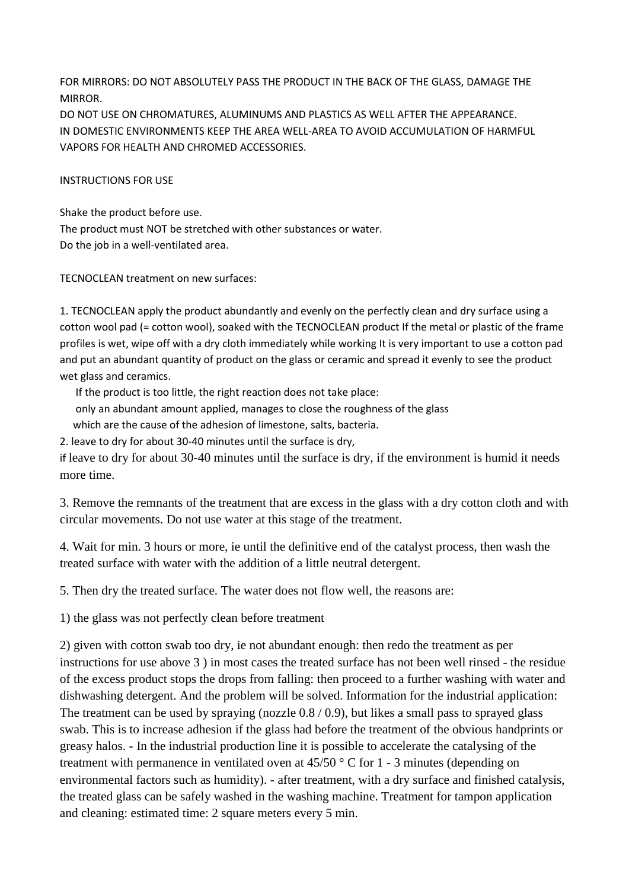FOR MIRRORS: DO NOT ABSOLUTELY PASS THE PRODUCT IN THE BACK OF THE GLASS, DAMAGE THE MIRROR.
DO NOT USE ON CHROMATURES, ALUMINUMS AND PLASTICS AS WELL AFTER THE APPEARANCE.
IN DOMESTIC ENVIRONMENTS KEEP THE AREA WELL-AREA TO AVOID ACCUMULATION OF HARMFUL VAPORS FOR HEALTH AND CHROMED ACCESSORIES.

INSTRUCTIONS FOR USE

Shake the product before use.
The product must NOT be stretched with other substances or water.
Do the job in a well-ventilated area.

TECNOCLEAN treatment on new surfaces:

1. TECNOCLEAN apply the product abundantly and evenly on the perfectly clean and dry surface using a cotton wool pad (= cotton wool), soaked with the TECNOCLEAN product If the metal or plastic of the frame profiles is wet, wipe off with a dry cloth immediately while working It is very important to use a cotton pad and put an abundant quantity of product on the glass or ceramic and spread it evenly to see the product wet glass and ceramics.

   If the product is too little, the right reaction does not take place:
   only an abundant amount applied, manages to close the roughness of the glass
   which are the cause of the adhesion of limestone, salts, bacteria.

2. leave to dry for about 30-40 minutes until the surface is dry,

if leave to dry for about 30-40 minutes until the surface is dry, if the environment is humid it needs more time.

3. Remove the remnants of the treatment that are excess in the glass with a dry cotton cloth and with circular movements. Do not use water at this stage of the treatment.

4. Wait for min. 3 hours or more, ie until the definitive end of the catalyst process, then wash the treated surface with water with the addition of a little neutral detergent.

5. Then dry the treated surface. The water does not flow well, the reasons are:

1) the glass was not perfectly clean before treatment

2) given with cotton swab too dry, ie not abundant enough: then redo the treatment as per instructions for use above 3 ) in most cases the treated surface has not been well rinsed - the residue of the excess product stops the drops from falling: then proceed to a further washing with water and dishwashing detergent. And the problem will be solved. Information for the industrial application: The treatment can be used by spraying (nozzle 0.8 / 0.9), but likes a small pass to sprayed glass swab. This is to increase adhesion if the glass had before the treatment of the obvious handprints or greasy halos. - In the industrial production line it is possible to accelerate the catalysing of the treatment with permanence in ventilated oven at 45/50 ° C for 1 - 3 minutes (depending on environmental factors such as humidity). - after treatment, with a dry surface and finished catalysis, the treated glass can be safely washed in the washing machine. Treatment for tampon application and cleaning: estimated time: 2 square meters every 5 min.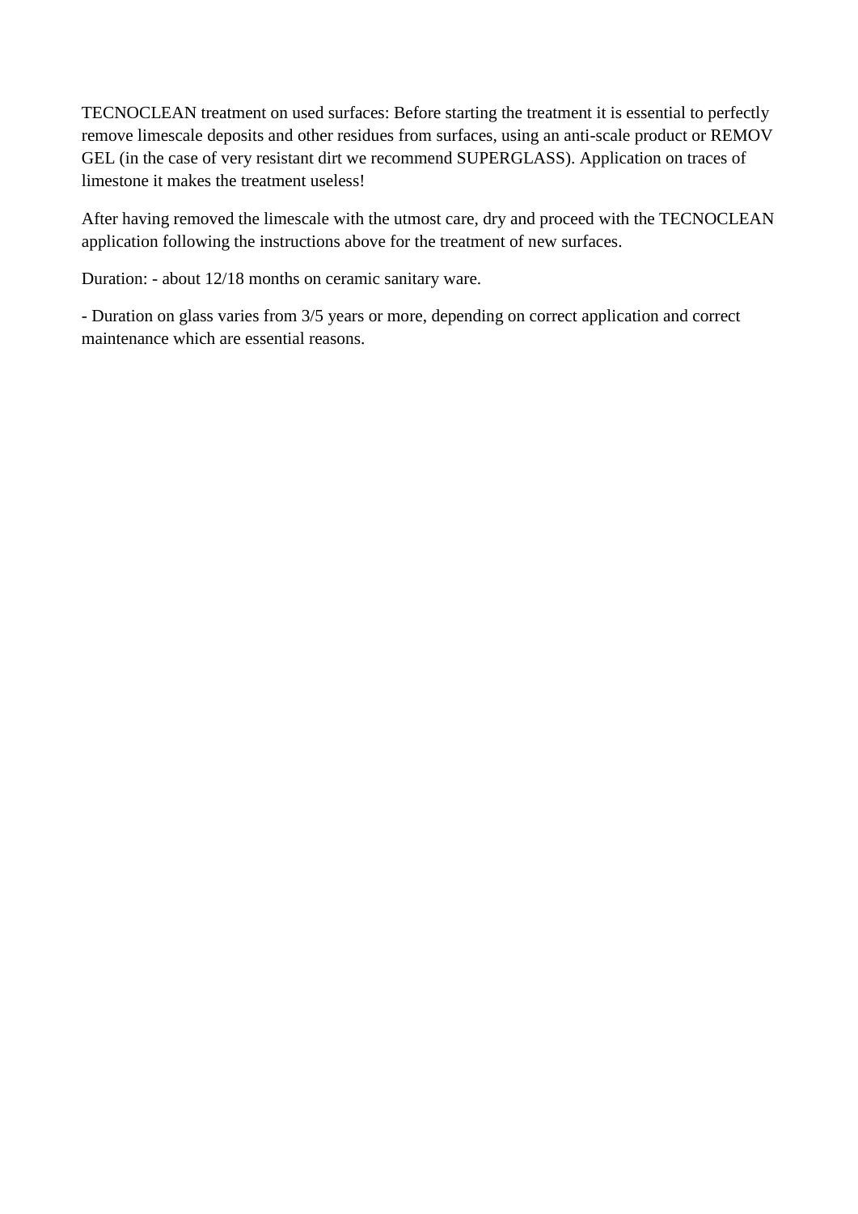TECNOCLEAN treatment on used surfaces: Before starting the treatment it is essential to perfectly remove limescale deposits and other residues from surfaces, using an anti-scale product or REMOV GEL (in the case of very resistant dirt we recommend SUPERGLASS). Application on traces of limestone it makes the treatment useless!

After having removed the limescale with the utmost care, dry and proceed with the TECNOCLEAN application following the instructions above for the treatment of new surfaces.

Duration: - about 12/18 months on ceramic sanitary ware.

- Duration on glass varies from 3/5 years or more, depending on correct application and correct maintenance which are essential reasons.